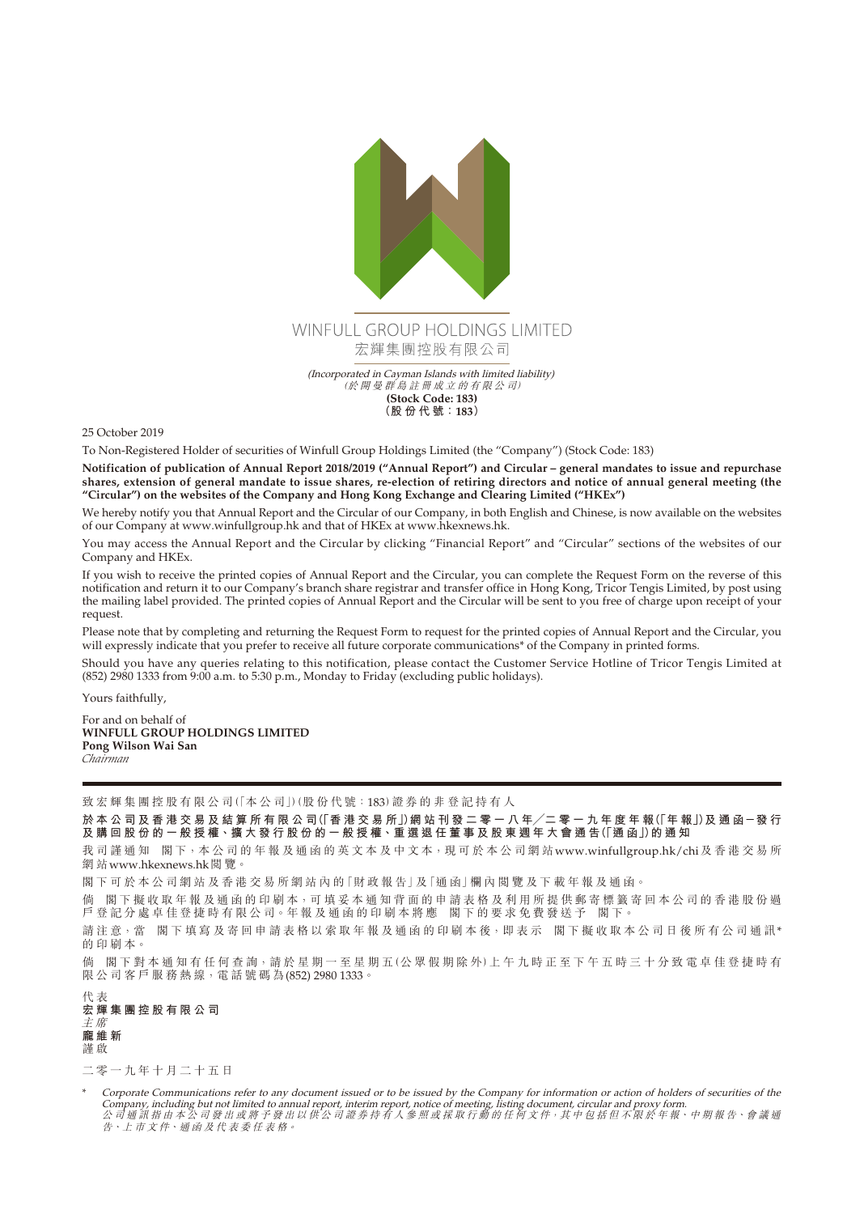WINFULL GROUP HOLDINGS LIMITED
宏輝集團控股有限公司

*(Incorporated in Cayman Islands with limited liability)*
*（於開曼群島註冊成立的有限公司）*
**(Stock Code: 183)**
**（股份代號：183）**

25 October 2019

To Non-Registered Holder of securities of Winfull Group Holdings Limited (the "Company") (Stock Code: 183)

**Notification of publication of Annual Report 2018/2019 ("Annual Report") and Circular – general mandates to issue and repurchase shares, extension of general mandate to issue shares, re-election of retiring directors and notice of annual general meeting (the "Circular") on the websites of the Company and Hong Kong Exchange and Clearing Limited ("HKEx")**

We hereby notify you that Annual Report and the Circular of our Company, in both English and Chinese, is now available on the websites of our Company at www.winfullgroup.hk and that of HKEx at www.hkexnews.hk.

You may access the Annual Report and the Circular by clicking "Financial Report" and "Circular" sections of the websites of our Company and HKEx.

If you wish to receive the printed copies of Annual Report and the Circular, you can complete the Request Form on the reverse of this notification and return it to our Company's branch share registrar and transfer office in Hong Kong, Tricor Tengis Limited, by post using the mailing label provided. The printed copies of Annual Report and the Circular will be sent to you free of charge upon receipt of your request.

Please note that by completing and returning the Request Form to request for the printed copies of Annual Report and the Circular, you will expressly indicate that you prefer to receive all future corporate communications* of the Company in printed forms.

Should you have any queries relating to this notification, please contact the Customer Service Hotline of Tricor Tengis Limited at (852) 2980 1333 from 9:00 a.m. to 5:30 p.m., Monday to Friday (excluding public holidays).

Yours faithfully,

For and on behalf of
**WINFULL GROUP HOLDINGS LIMITED**
**Pong Wilson Wai San**
*Chairman*

---

致宏輝集團控股有限公司(「本公司」)(股份代號：183)證券的非登記持有人

**於本公司及香港交易及結算所有限公司(「香港交易所」)網站刊發二零一八年／二零一九年度年報(「年報」)及通函－發行及購回股份的一般授權、擴大發行股份的一般授權、重選退任董事及股東週年大會通告(「通函」)的通知**

我司謹通知　閣下，本公司的年報及通函的英文本及中文本，現可於本公司網站www.winfullgroup.hk/chi及香港交易所網站www.hkexnews.hk閱覽。

閣下可於本公司網站及香港交易所網站內的「財政報告」及「通函」欄內閱覽及下載年報及通函。

倘　閣下擬收取年報及通函的印刷本，可填妥本通知背面的申請表格及利用所提供郵寄標籤寄回本公司的香港股份過戶登記分處卓佳登捷時有限公司。年報及通函的印刷本將應　閣下的要求免費發送予　閣下。

請注意，當　閣下填寫及寄回申請表格以索取年報及通函的印刷本後，即表示　閣下擬收取本公司日後所有公司通訊*的印刷本。

倘　閣下對本通知有任何查詢，請於星期一至星期五(公眾假期除外)上午九時正至下午五時三十分致電卓佳登捷時有限公司客戶服務熱線，電話號碼為(852) 2980 1333。

代表
**宏輝集團控股有限公司**
*主席*
**龐維新**
謹啟

二零一九年十月二十五日

\* *Corporate Communications refer to any document issued or to be issued by the Company for information or action of holders of securities of the Company, including but not limited to annual report, interim report, notice of meeting, listing document, circular and proxy form.*
*公司通訊指由本公司發出或將予發出以供公司證券持有人參照或採取行動的任何文件，其中包括但不限於年報、中期報告、會議通告、上市文件、通函及代表委任表格。*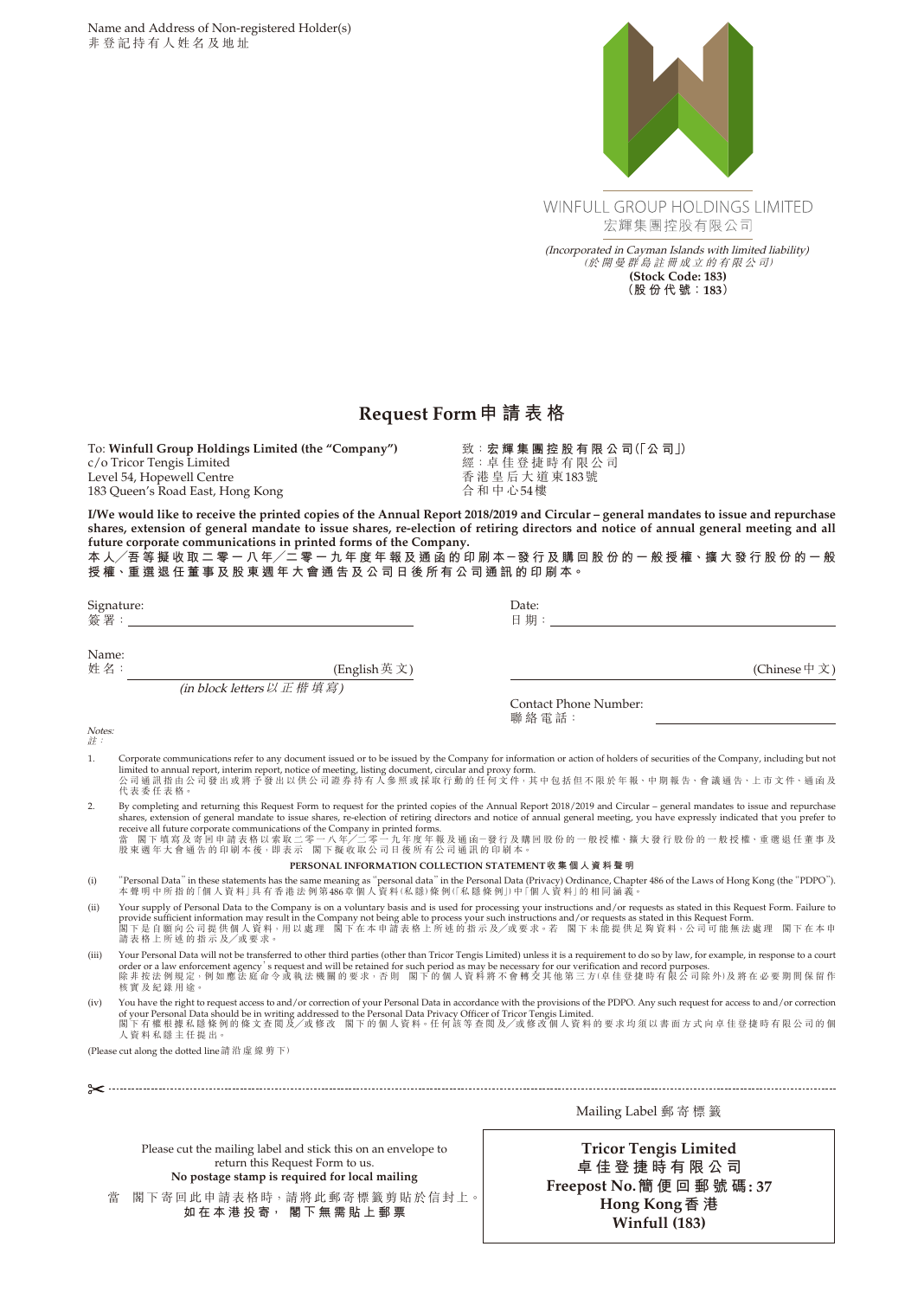Name and Address of Non-registered Holder(s)
非登記持有人姓名及地址

WINFULL GROUP HOLDINGS LIMITED
宏輝集團控股有限公司

*(Incorporated in Cayman Islands with limited liability)*
*(於開曼群島註冊成立的有限公司)*
**(Stock Code: 183)**
**(股份代號：183)**

# Request Form 申請表格

To: **Winfull Group Holdings Limited (the "Company")**
c/o Tricor Tengis Limited
Level 54, Hopewell Centre
183 Queen's Road East, Hong Kong

致：**宏輝集團控股有限公司(「公司」)**
經：卓佳登捷時有限公司
香港皇后大道東183號
合和中心54樓

**I/We would like to receive the printed copies of the Annual Report 2018/2019 and Circular – general mandates to issue and repurchase shares, extension of general mandate to issue shares, re-election of retiring directors and notice of annual general meeting and all future corporate communications in printed forms of the Company.**
**本人╱吾等擬收取二零一八年╱二零一九年度年報及通函的印刷本－發行及購回股份的一般授權、擴大發行股份的一般授權、重選退任董事及股東週年大會通告及公司日後所有公司通訊的印刷本。**

Signature:
簽署：________________________

Date:
日期：________________________

Name:
姓名：________________________ (English 英文)
*(in block letters 以正楷填寫)*

________________________ (Chinese 中文)

Contact Phone Number:
聯絡電話：________________________

*Notes:*
*註：*

1. Corporate communications refer to any document issued or to be issued by the Company for information or action of holders of securities of the Company, including but not limited to annual report, interim report, notice of meeting, listing document, circular and proxy form.
公司通訊指由公司發出或將予發出以供公司證券持有人參照或採取行動的任何文件，其中包括但不限於年報、中期報告、會議通告、上市文件、通函及代表委任表格。

2. By completing and returning this Request Form to request for the printed copies of the Annual Report 2018/2019 and Circular – general mandates to issue and repurchase shares, extension of general mandate to issue shares, re-election of retiring directors and notice of annual general meeting, you have expressly indicated that you prefer to receive all future corporate communications of the Company in printed forms.
當 閣下填寫及寄回申請表格以索取二零一八年╱二零一九年度年報及通函－發行及購回股份的一般授權、擴大發行股份的一般授權、重選退任董事及股東週年大會通告的印刷本後，即表示 閣下擬收取公司日後所有公司通訊的印刷本。

**PERSONAL INFORMATION COLLECTION STATEMENT 收集個人資料聲明**

(i) "Personal Data" in these statements has the same meaning as "personal data" in the Personal Data (Privacy) Ordinance, Chapter 486 of the Laws of Hong Kong (the "PDPO").
本聲明中所指的「個人資料」具有香港法例第486章個人資料(私隱)條例(「私隱條例」)中「個人資料」的相同涵義。

(ii) Your supply of Personal Data to the Company is on a voluntary basis and is used for processing your instructions and/or requests as stated in this Request Form. Failure to provide sufficient information may result in the Company not being able to process your such instructions and/or requests as stated in this Request Form.
閣下是自願向公司提供個人資料，用以處理 閣下在本申請表格上所述的指示及╱或要求。若 閣下未能提供足夠資料，公司可能無法處理 閣下在本申請表格上所述的指示及╱或要求。

(iii) Your Personal Data will not be transferred to other third parties (other than Tricor Tengis Limited) unless it is a requirement to do so by law, for example, in response to a court order or a law enforcement agency's request and will be retained for such period as may be necessary for our verification and record purposes.
除非按法例規定，例如應法庭命令或執法機關的要求，否則 閣下的個人資料將不會轉交其他第三方(卓佳登捷時有限公司除外)及將在必要期間保留作核實及紀錄用途。

(iv) You have the right to request access to and/or correction of your Personal Data in accordance with the provisions of the PDPO. Any such request for access to and/or correction of your Personal Data should be in writing addressed to the Personal Data Privacy Officer of Tricor Tengis Limited.
閣下有權根據私隱條例的條文查閱及╱或修改 閣下的個人資料。任何該等查閱及╱或修改個人資料的要求均須以書面方式向卓佳登捷時有限公司的個人資料私隱主任提出。

(Please cut along the dotted line 請沿虛線剪下)

✂ ------------------------------------------------------------

Mailing Label 郵寄標籤

Please cut the mailing label and stick this on an envelope to return this Request Form to us.
**No postage stamp is required for local mailing**

當 閣下寄回此申請表格時，請將此郵寄標籤剪貼於信封上。
**如在本港投寄， 閣下無需貼上郵票**

**Tricor Tengis Limited**
**卓佳登捷時有限公司**
**Freepost No. 簡便回郵號碼: 37**
**Hong Kong 香港**
**Winfull (183)**